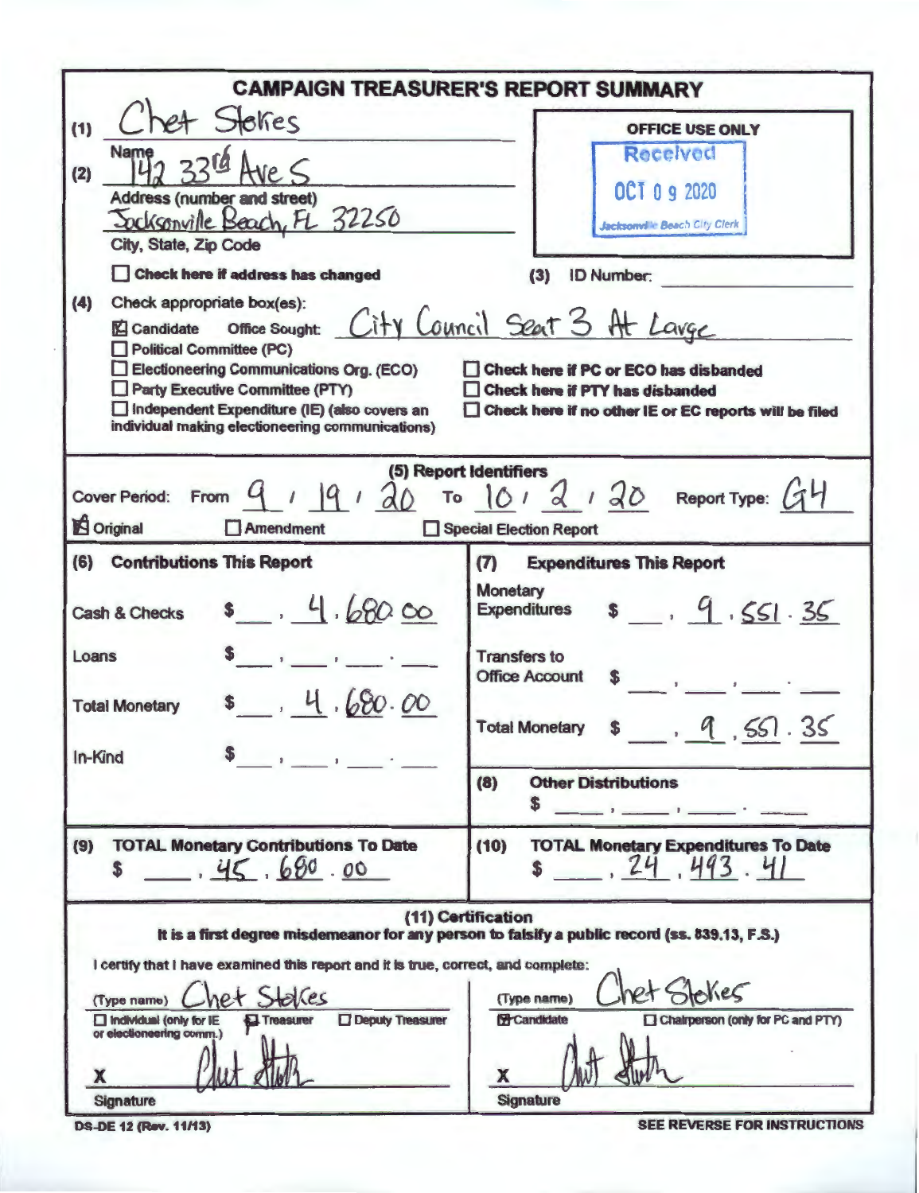# CAMPAIGN TREASURER'S REPORT SUMMARY

(1) Chet Stokes
Name

(2) 142 33rd Ave S
Address (number and street)

Jacksonville Beach, FL 32250
City, State, Zip Code

☐ Check here if address has changed

**OFFICE USE ONLY**
Received
OCT 0 9 2020
Jacksonville Beach City Clerk

(3) ID Number:

(4) Check appropriate box(es):

☒ Candidate  Office Sought: City Council Seat 3 At Large
☐ Political Committee (PC)
☐ Electioneering Communications Org. (ECO)
☐ Party Executive Committee (PTY)
☐ Independent Expenditure (IE) (also covers an individual making electioneering communications)

☐ Check here if PC or ECO has disbanded
☐ Check here if PTY has disbanded
☐ Check here if no other IE or EC reports will be filed

## (5) Report Identifiers

Cover Period: From 9 / 19 / 20 To 10 / 2 / 20  Report Type: G4

☒ Original  ☐ Amendment  ☐ Special Election Report

| (6) Contributions This Report | | (7) Expenditures This Report | |
|---|---|---|---|
| Cash & Checks | $ 4,680.00 | Monetary Expenditures | $ 9,551.35 |
| Loans | $ | Transfers to Office Account | $ |
| Total Monetary | $ 4,680.00 | Total Monetary | $ 9,551.35 |
| In-Kind | $ | (8) Other Distributions | $ |
| (9) TOTAL Monetary Contributions To Date | $ 45,680.00 | (10) TOTAL Monetary Expenditures To Date | $ 24,493.41 |

## (11) Certification

It is a first degree misdemeanor for any person to falsify a public record (ss. 839.13, F.S.)

I certify that I have examined this report and it is true, correct, and complete:

(Type name) Chet Stokes
☐ Individual (only for IE or electioneering comm.)  ☒ Treasurer  ☐ Deputy Treasurer

X [signature]
Signature

(Type name) Chet Stokes
☒ Candidate  ☐ Chairperson (only for PC and PTY)

X [signature]
Signature

DS-DE 12 (Rev. 11/13)  SEE REVERSE FOR INSTRUCTIONS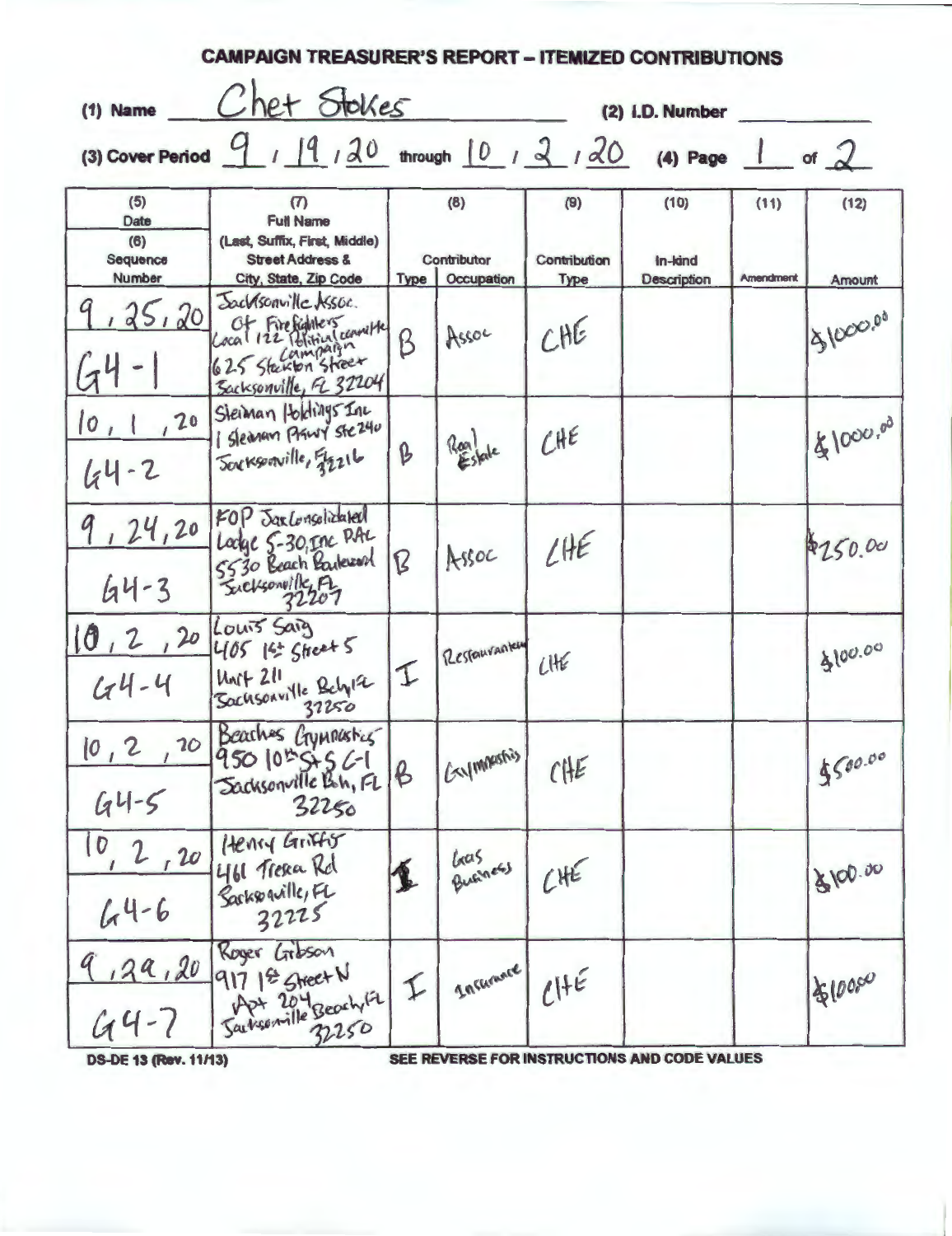# CAMPAIGN TREASURER'S REPORT – ITEMIZED CONTRIBUTIONS

(1) Name Chet Stokes (2) I.D. Number

(3) Cover Period 9 / 19 / 20 through 10 / 2 / 20 (4) Page 1 of 2

| (5) Date / (6) Sequence Number | (7) Full Name (Last, Suffix, First, Middle) Street Address & City, State, Zip Code | (8) Contributor Type | (8) Contributor Occupation | (9) Contribution Type | (10) In-kind Description | (11) Amendment | (12) Amount |
|---|---|---|---|---|---|---|---|
| 9, 25, 20 / G4-1 | Jacksonville Assoc. Of Firefighters Local 122 Political Committee Campaign 625 Stockton Street Jacksonville, FL 32204 | B | Assoc | CHE | | | $1000.00 |
| 10, 1, 20 / G4-2 | Sleiman Holdings Inc 1 Sleiman Pkwy Ste 240 Jacksonville, FL 32216 | B | Real Estate | CHE | | | $1000.00 |
| 9, 24, 20 / G4-3 | FOP Jax Consolidated Lodge 5-30, Inc PAC 5530 Beach Boulevard Jacksonville, FL 32207 | B | Assoc | CHE | | | $250.00 |
| 10, 2, 20 / G4-4 | Louis Saig 405 1st Street S Unit 211 Jacksonville Bch, FL 32250 | I | Restauranteur | CHE | | | $100.00 |
| 10, 2, 20 / G4-5 | Beaches Gymnastics 950 10th St S C-1 Jacksonville Bch, FL 32250 | B | Gymnastics | CHE | | | $500.00 |
| 10, 2, 20 / G4-6 | Henry Griffis 461 Treka Rd Jacksonville, FL 32225 | I | Gas Business | CHE | | | $100.00 |
| 9, 29, 20 / G4-7 | Roger Gibson 917 1st Street N Apt 204 Jacksonville Beach, FL 32250 | I | Insurance | CHE | | | $100.00 |

DS-DE 13 (Rev. 11/13) SEE REVERSE FOR INSTRUCTIONS AND CODE VALUES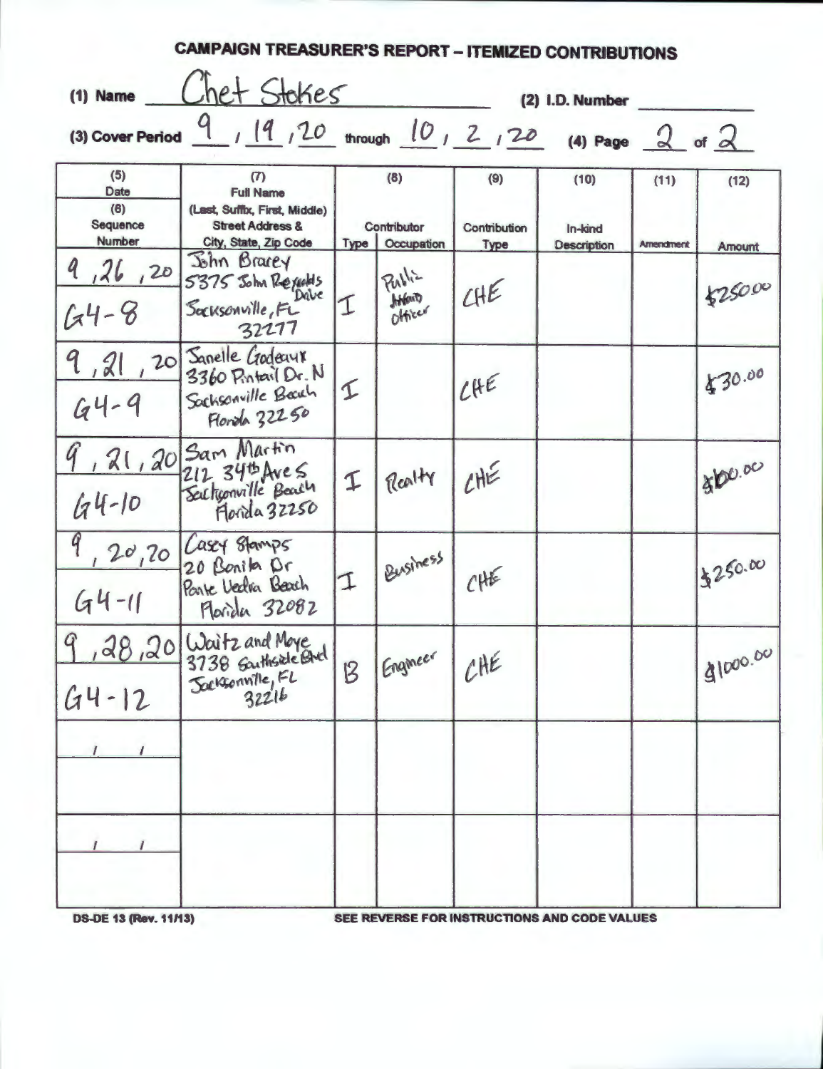# CAMPAIGN TREASURER'S REPORT – ITEMIZED CONTRIBUTIONS

(1) Name Chet Stokes (2) I.D. Number

(3) Cover Period 9 / 19 / 20 through 10 / 2 / 20 (4) Page 2 of 2

| (5) Date / (6) Sequence Number | (7) Full Name (Last, Suffix, First, Middle) Street Address & City, State, Zip Code | (8) Contributor Type | (8) Contributor Occupation | (9) Contribution Type | (10) In-kind Description | (11) Amendment | (12) Amount |
|---|---|---|---|---|---|---|---|
| 9 / 26 / 20 G4-8 | John Bracey 5375 John Reynolds Drive Jacksonville, FL 32277 | I | Public Affairs Officer | CHE | | | $250.00 |
| 9 / 21 / 20 G4-9 | Janelle Godeaux 3360 Pintail Dr. N Jacksonville Beach Florida 32250 | I | | CHE | | | $30.00 |
| 9 / 21 / 20 G4-10 | Sam Martin 212 34th Ave S Jacksonville Beach Florida 32250 | I | Realty | CHE | | | $100.00 |
| 9 / 20 / 20 G4-11 | Casey Stamps 20 Bonita Dr Ponte Vedra Beach Florida 32082 | I | Business | CHE | | | $250.00 |
| 9 / 28 / 20 G4-12 | Waitz and Moye 3738 Southside Blvd Jacksonville, FL 32216 | B | Engineer | CHE | | | $1000.00 |
| / / | | | | | | | |
| / / | | | | | | | |

DS-DE 13 (Rev. 11/13) SEE REVERSE FOR INSTRUCTIONS AND CODE VALUES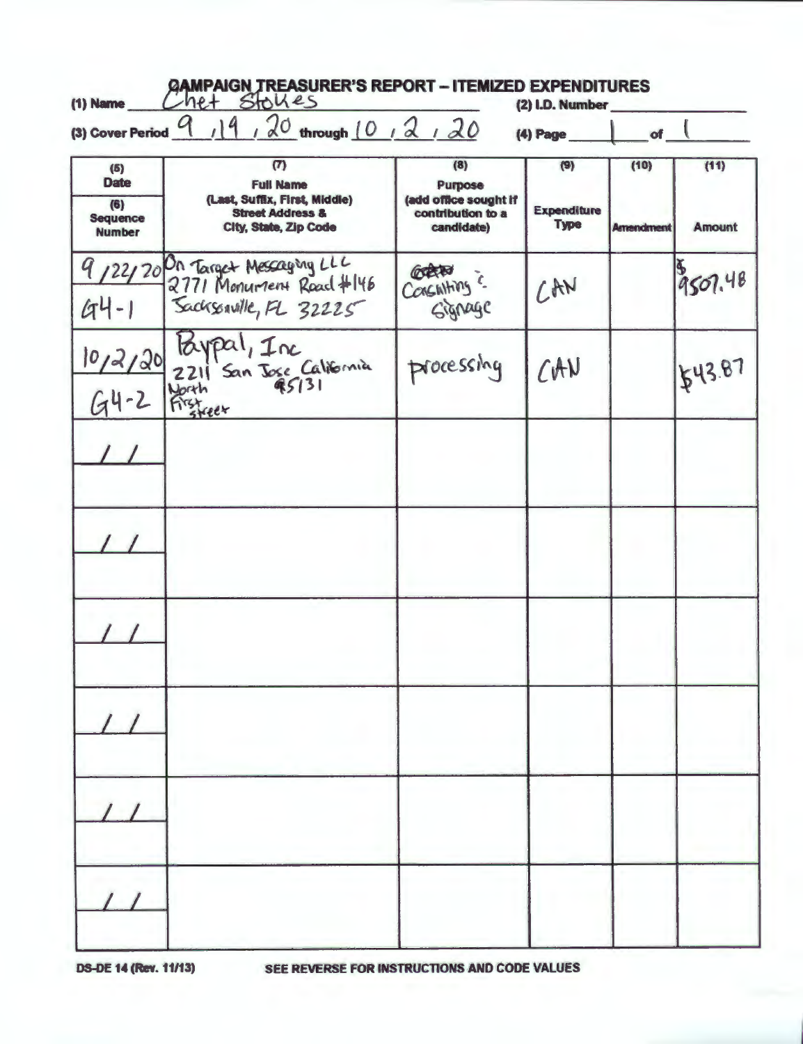# CAMPAIGN TREASURER'S REPORT – ITEMIZED EXPENDITURES

(1) Name Chet Stokes (2) I.D. Number

(3) Cover Period 9 / 19 / 20 through 10 / 2 / 20 (4) Page 1 of 1

| (5) Date<br>(6) Sequence Number | (7) Full Name (Last, Suffix, First, Middle) Street Address & City, State, Zip Code | (8) Purpose (add office sought if contribution to a candidate) | (9) Expenditure Type | (10) Amendment | (11) Amount |
|---|---|---|---|---|---|
| 9 / 22 / 20<br>G4-1 | On Target Messaging LLC<br>2771 Monument Road #146<br>Jacksonville, FL 32225 | Consulting & Signage | CAN | | $ 9507.48 |
| 10 / 2 / 20<br>G4-2 | Paypal, Inc<br>2211 North First street San Jose California 95131 | processing | CAN | | $43.87 |
| / / | | | | | |
| / / | | | | | |
| / / | | | | | |
| / / | | | | | |
| / / | | | | | |
| / / | | | | | |

DS-DE 14 (Rev. 11/13) SEE REVERSE FOR INSTRUCTIONS AND CODE VALUES